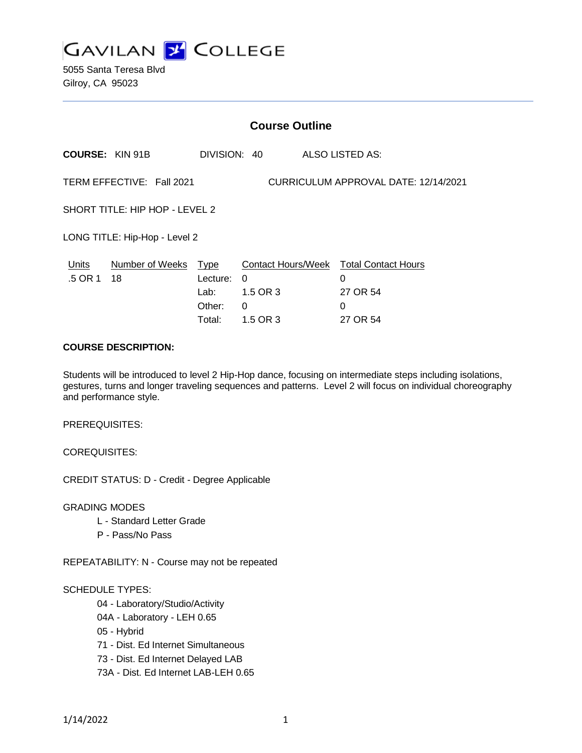GAVILAN COLLEGE

5055 Santa Teresa Blvd
Gilroy, CA 95023

## Course Outline

**COURSE:** KIN 91B DIVISION: 40 ALSO LISTED AS:

TERM EFFECTIVE: Fall 2021 CURRICULUM APPROVAL DATE: 12/14/2021

SHORT TITLE: HIP HOP - LEVEL 2

LONG TITLE: Hip-Hop - Level 2

| Units | Number of Weeks | Type | Contact Hours/Week | Total Contact Hours |
|---|---|---|---|---|
| .5 OR 1 | 18 | Lecture: | 0 | 0 |
| | | Lab: | 1.5 OR 3 | 27 OR 54 |
| | | Other: | 0 | 0 |
| | | Total: | 1.5 OR 3 | 27 OR 54 |

**COURSE DESCRIPTION:**

Students will be introduced to level 2 Hip-Hop dance, focusing on intermediate steps including isolations, gestures, turns and longer traveling sequences and patterns. Level 2 will focus on individual choreography and performance style.

PREREQUISITES:

COREQUISITES:

CREDIT STATUS: D - Credit - Degree Applicable

GRADING MODES

- L - Standard Letter Grade
- P - Pass/No Pass

REPEATABILITY: N - Course may not be repeated

SCHEDULE TYPES:

- 04 - Laboratory/Studio/Activity
- 04A - Laboratory - LEH 0.65
- 05 - Hybrid
- 71 - Dist. Ed Internet Simultaneous
- 73 - Dist. Ed Internet Delayed LAB
- 73A - Dist. Ed Internet LAB-LEH 0.65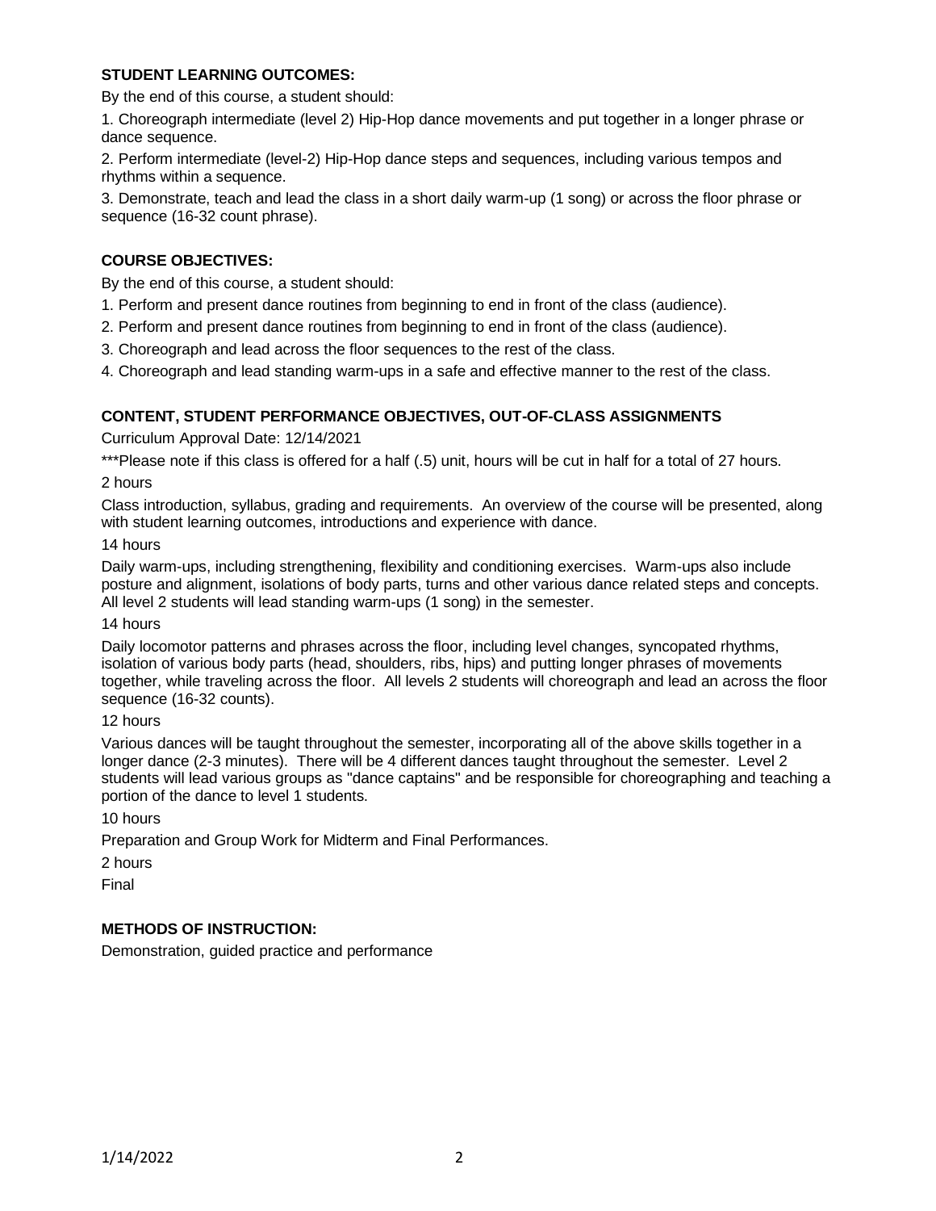**STUDENT LEARNING OUTCOMES:**

By the end of this course, a student should:

1. Choreograph intermediate (level 2) Hip-Hop dance movements and put together in a longer phrase or dance sequence.

2. Perform intermediate (level-2) Hip-Hop dance steps and sequences, including various tempos and rhythms within a sequence.

3. Demonstrate, teach and lead the class in a short daily warm-up (1 song) or across the floor phrase or sequence (16-32 count phrase).

**COURSE OBJECTIVES:**

By the end of this course, a student should:

1. Perform and present dance routines from beginning to end in front of the class (audience).
2. Perform and present dance routines from beginning to end in front of the class (audience).
3. Choreograph and lead across the floor sequences to the rest of the class.
4. Choreograph and lead standing warm-ups in a safe and effective manner to the rest of the class.

**CONTENT, STUDENT PERFORMANCE OBJECTIVES, OUT-OF-CLASS ASSIGNMENTS**

Curriculum Approval Date: 12/14/2021

***Please note if this class is offered for a half (.5) unit, hours will be cut in half for a total of 27 hours.

2 hours

Class introduction, syllabus, grading and requirements. An overview of the course will be presented, along with student learning outcomes, introductions and experience with dance.

14 hours

Daily warm-ups, including strengthening, flexibility and conditioning exercises. Warm-ups also include posture and alignment, isolations of body parts, turns and other various dance related steps and concepts. All level 2 students will lead standing warm-ups (1 song) in the semester.

14 hours

Daily locomotor patterns and phrases across the floor, including level changes, syncopated rhythms, isolation of various body parts (head, shoulders, ribs, hips) and putting longer phrases of movements together, while traveling across the floor. All levels 2 students will choreograph and lead an across the floor sequence (16-32 counts).

12 hours

Various dances will be taught throughout the semester, incorporating all of the above skills together in a longer dance (2-3 minutes). There will be 4 different dances taught throughout the semester. Level 2 students will lead various groups as "dance captains" and be responsible for choreographing and teaching a portion of the dance to level 1 students.

10 hours

Preparation and Group Work for Midterm and Final Performances.

2 hours

Final

**METHODS OF INSTRUCTION:**

Demonstration, guided practice and performance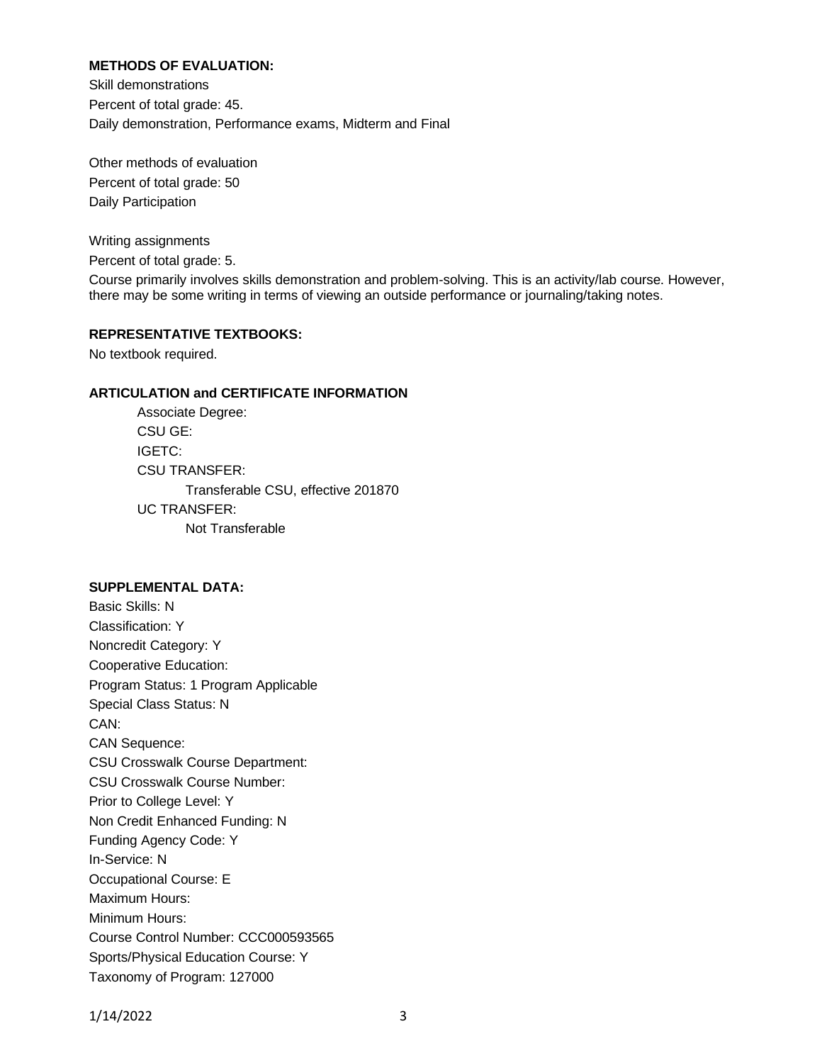**METHODS OF EVALUATION:**

Skill demonstrations
Percent of total grade: 45.
Daily demonstration, Performance exams, Midterm and Final

Other methods of evaluation
Percent of total grade: 50
Daily Participation

Writing assignments
Percent of total grade: 5.
Course primarily involves skills demonstration and problem-solving. This is an activity/lab course. However, there may be some writing in terms of viewing an outside performance or journaling/taking notes.

**REPRESENTATIVE TEXTBOOKS:**

No textbook required.

**ARTICULATION and CERTIFICATE INFORMATION**

Associate Degree:
CSU GE:
IGETC:
CSU TRANSFER:
  Transferable CSU, effective 201870
UC TRANSFER:
  Not Transferable

**SUPPLEMENTAL DATA:**

Basic Skills: N
Classification: Y
Noncredit Category: Y
Cooperative Education:
Program Status: 1 Program Applicable
Special Class Status: N
CAN:
CAN Sequence:
CSU Crosswalk Course Department:
CSU Crosswalk Course Number:
Prior to College Level: Y
Non Credit Enhanced Funding: N
Funding Agency Code: Y
In-Service: N
Occupational Course: E
Maximum Hours:
Minimum Hours:
Course Control Number: CCC000593565
Sports/Physical Education Course: Y
Taxonomy of Program: 127000